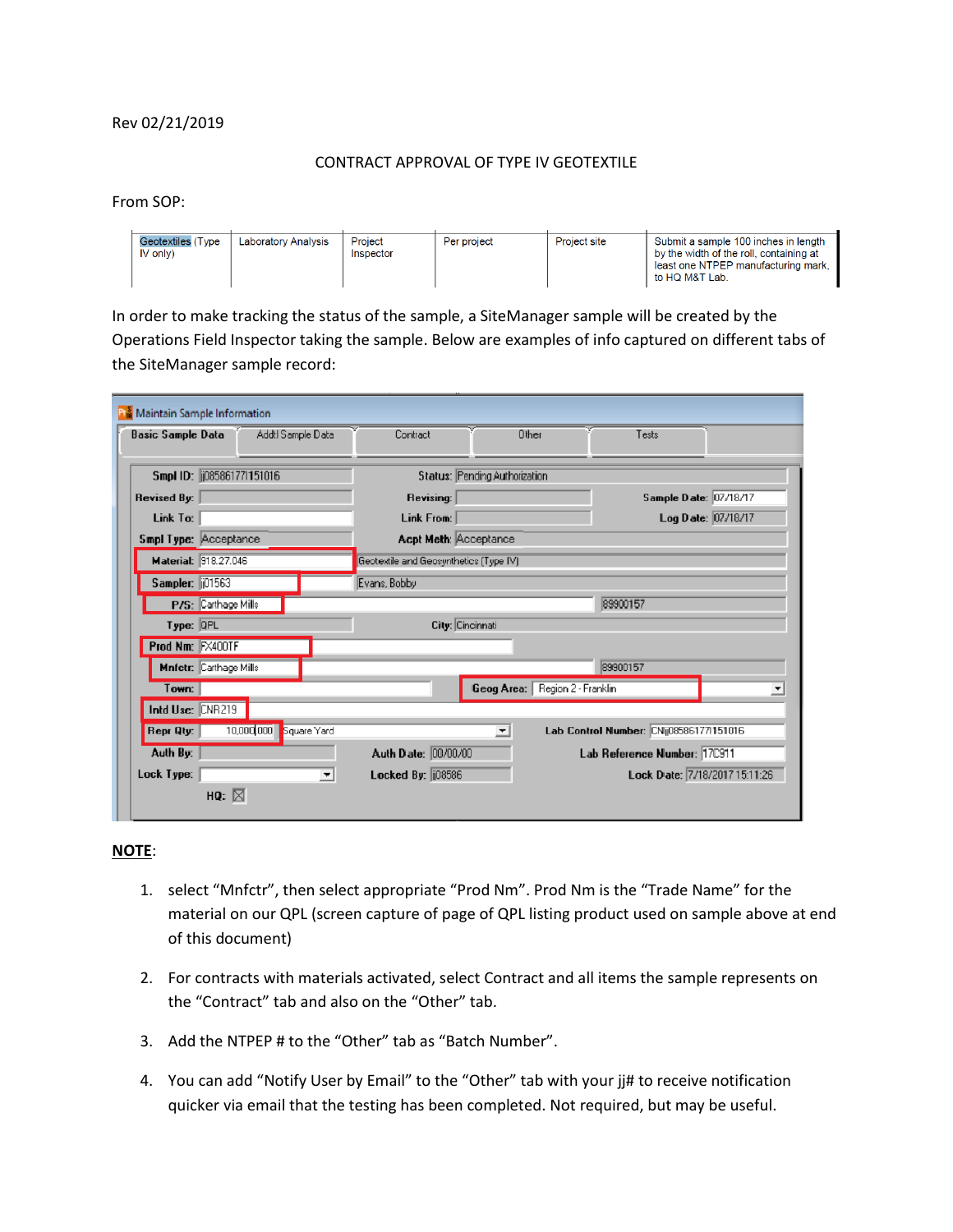Rev 02/21/2019

CONTRACT APPROVAL OF TYPE IV GEOTEXTILE

From SOP:

| Geotextiles (Type IV only) | Laboratory Analysis | Project Inspector | Per project | Project site | Submit a sample 100 inches in length by the width of the roll, containing at least one NTPEP manufacturing mark, to HQ M&T Lab. |
|---|---|---|---|---|---|

In order to make tracking the status of the sample, a SiteManager sample will be created by the Operations Field Inspector taking the sample. Below are examples of info captured on different tabs of the SiteManager sample record:

Maintain Sample Information

Basic Sample Data | Addtl Sample Data | Contract | Other | Tests

| | | | | | |
|---|---|---|---|---|---|
| Smpl ID: | jj08586177151016 | Status: | Pending Authorization | | |
| Revised By: | | Revising: | | Sample Date: | 07/18/17 |
| Link To: | | Link From: | | Log Date: | 07/18/17 |
| Smpl Type: | Acceptance | Acpt Meth: | Acceptance | | |
| Material: | 918.27.046 | | Geotextile and Geosynthetics (Type IV) | | |
| Sampler: | jj01563 | | Evans, Bobby | | |
| P/S: | Carthage Mills | | 89900157 | | |
| Type: | QPL | City: | Cincinnati | | |
| Prod Nm: | FX400TF | | | | |
| Mnfctr: | Carthage Mills | | 89900157 | | |
| Town: | | Geog Area: | Region 2 - Franklin | | |
| Intd Use: | CNR219 | | | | |
| Repr Qty: | 10,000.000 | Square Yard | | Lab Control Number: | CNjj08586177151016 |
| Auth By: | | Auth Date: | 00/00/00 | Lab Reference Number: | 17C911 |
| Lock Type: | | Locked By: | jj08586 | Lock Date: | 7/18/2017 15:11:26 |
| HQ: | ☒ | | | | |

**NOTE**:

1. select "Mnfctr", then select appropriate "Prod Nm". Prod Nm is the "Trade Name" for the material on our QPL (screen capture of page of QPL listing product used on sample above at end of this document)

2. For contracts with materials activated, select Contract and all items the sample represents on the "Contract" tab and also on the "Other" tab.

3. Add the NTPEP # to the "Other" tab as "Batch Number".

4. You can add "Notify User by Email" to the "Other" tab with your jj# to receive notification quicker via email that the testing has been completed. Not required, but may be useful.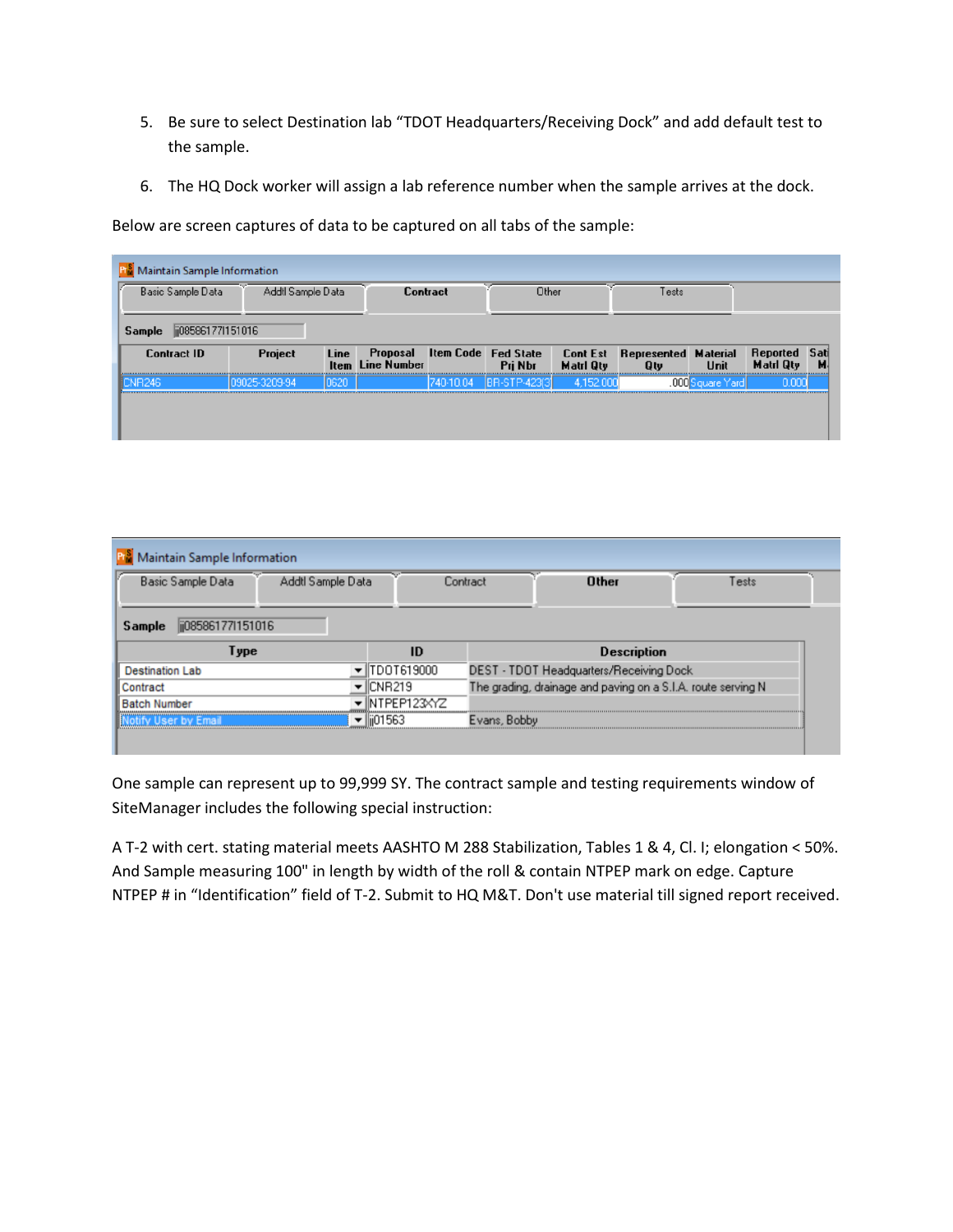5. Be sure to select Destination lab "TDOT Headquarters/Receiving Dock" and add default test to the sample.

6. The HQ Dock worker will assign a lab reference number when the sample arrives at the dock.

Below are screen captures of data to be captured on all tabs of the sample:

Maintain Sample Information

Basic Sample Data | Addtl Sample Data | **Contract** | Other | Tests

**Sample** jj08586177I151016

| Contract ID | Project | Line Item | Proposal Line Number | Item Code | Fed State Prj Nbr | Cont Est Matl Qty | Represented Qty | Material Unit | Reported Matl Qty | Sat M. |
|---|---|---|---|---|---|---|---|---|---|---|
| CNR245 | 09025-3209-94 | 0620 | | 740-10.04 | BR-STP-423(3 | 4,152.000 | .000 | Square Yard | 0.000 | |

Maintain Sample Information

Basic Sample Data | Addtl Sample Data | Contract | **Other** | Tests

**Sample** jj08586177I151016

| Type | ID | Description |
|---|---|---|
| Destination Lab | TDOT619000 | DEST - TDOT Headquarters/Receiving Dock |
| Contract | CNR219 | The grading, drainage and paving on a S.I.A. route serving N |
| Batch Number | NTPEP123XYZ | |
| Notify User by Email | jj01563 | Evans, Bobby |

One sample can represent up to 99,999 SY. The contract sample and testing requirements window of SiteManager includes the following special instruction:

A T-2 with cert. stating material meets AASHTO M 288 Stabilization, Tables 1 & 4, Cl. I; elongation < 50%. And Sample measuring 100" in length by width of the roll & contain NTPEP mark on edge. Capture NTPEP # in "Identification" field of T-2. Submit to HQ M&T. Don't use material till signed report received.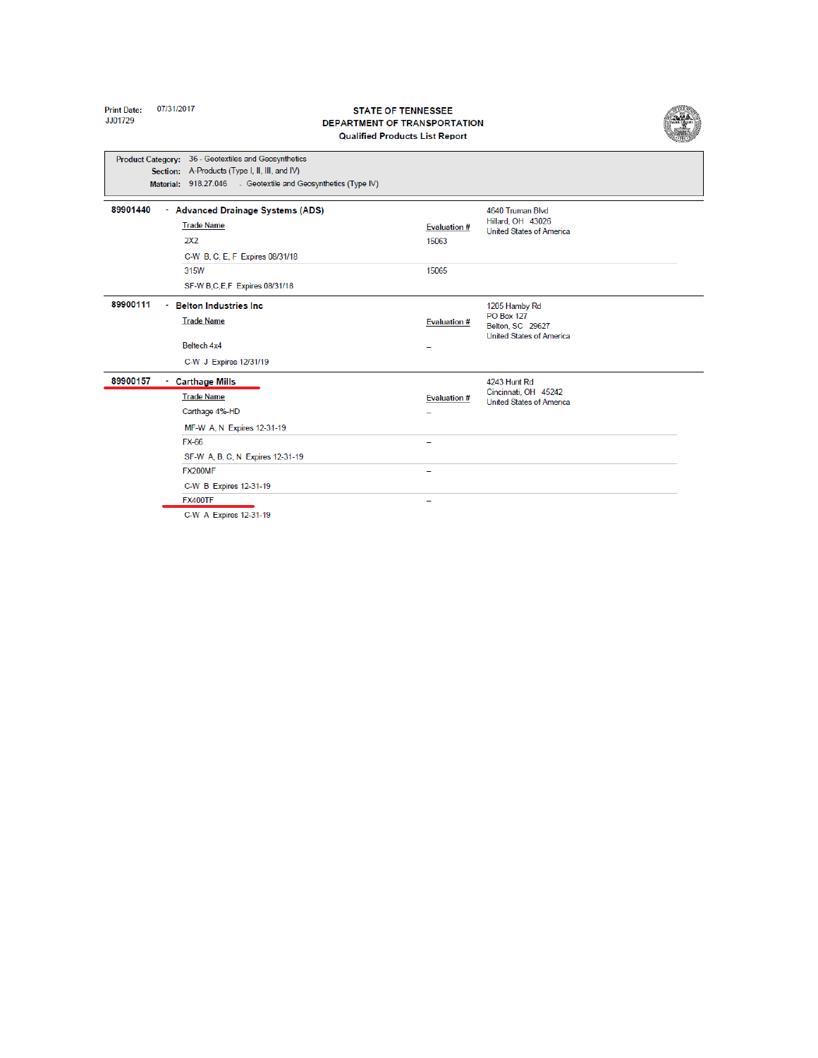Print Date: 07/31/2017
JJ01729

**STATE OF TENNESSEE**
**DEPARTMENT OF TRANSPORTATION**
**Qualified Products List Report**

**Product Category:** 36 - Geotextiles and Geosynthetics
**Section:** A-Products (Type I, II, III, and IV)
**Material:** 918.27.046 - Geotextile and Geosynthetics (Type IV)

---

**89901440 - Advanced Drainage Systems (ADS)**

4640 Truman Blvd
Hillard, OH 43026
United States of America

| Trade Name | Evaluation # |
| --- | --- |
| 2X2 | 15063 |
| C-W B, C, E, F Expires 08/31/18 | |
| 315W | 15065 |
| SF-W B,C,E,F Expires 08/31/18 | |

---

**89900111 - Belton Industries Inc**

1205 Hamby Rd
PO Box 127
Belton, SC 29627
United States of America

| Trade Name | Evaluation # |
| --- | --- |
| Beltech 4x4 | – |
| C-W J Expires 12/31/19 | |

---

**89900157 - Carthage Mills**

4243 Hunt Rd
Cincinnati, OH 45242
United States of America

| Trade Name | Evaluation # |
| --- | --- |
| Carthage 4%-HD | – |
| MF-W A, N Expires 12-31-19 | |
| FX-66 | – |
| SF-W A, B, C, N Expires 12-31-19 | |
| FX200MF | – |
| C-W B Expires 12-31-19 | |
| FX400TF | – |
| C-W A Expires 12-31-19 | |